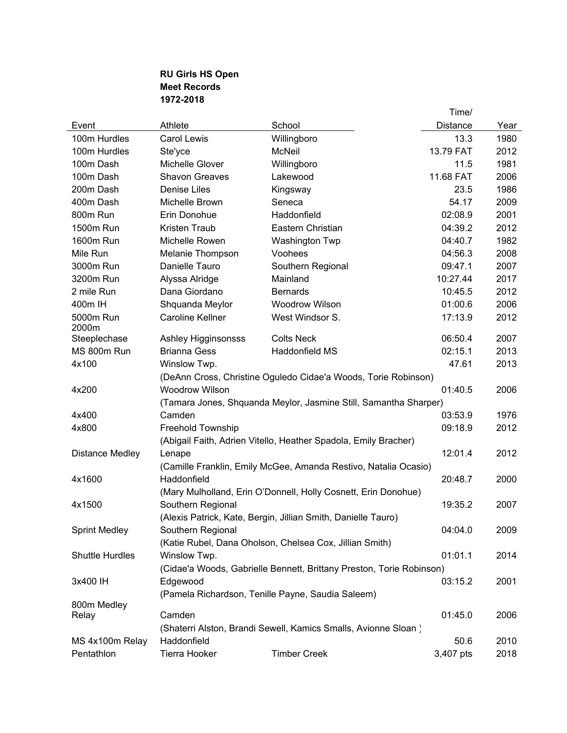**RU Girls HS Open**
**Meet Records**
**1972-2018**

| Event | Athlete | School | Time/ Distance | Year |
|---|---|---|---|---|
| 100m Hurdles | Carol Lewis | Willingboro | 13.3 | 1980 |
| 100m Hurdles | Ste'yce | McNeil | 13.79 FAT | 2012 |
| 100m Dash | Michelle Glover | Willingboro | 11.5 | 1981 |
| 100m Dash | Shavon Greaves | Lakewood | 11.68 FAT | 2006 |
| 200m Dash | Denise Liles | Kingsway | 23.5 | 1986 |
| 400m Dash | Michelle Brown | Seneca | 54.17 | 2009 |
| 800m Run | Erin Donohue | Haddonfield | 02:08.9 | 2001 |
| 1500m Run | Kristen Traub | Eastern Christian | 04:39.2 | 2012 |
| 1600m Run | Michelle Rowen | Washington Twp | 04:40.7 | 1982 |
| Mile Run | Melanie Thompson | Voohees | 04:56.3 | 2008 |
| 3000m Run | Danielle Tauro | Southern Regional | 09:47.1 | 2007 |
| 3200m Run | Alyssa Alridge | Mainland | 10:27.44 | 2017 |
| 2 mile Run | Dana Giordano | Bernards | 10:45.5 | 2012 |
| 400m IH | Shquanda Meylor | Woodrow Wilson | 01:00.6 | 2006 |
| 5000m Run | Caroline Kellner | West Windsor S. | 17:13.9 | 2012 |
| 2000m Steeplechase | Ashley Higginsonsss | Colts Neck | 06:50.4 | 2007 |
| MS 800m Run | Brianna Gess | Haddonfield MS | 02:15.1 | 2013 |
| 4x100 | Winslow Twp. | | 47.61 | 2013 |
| | (DeAnn Cross, Christine Oguledo Cidae'a Woods, Torie Robinson) | | | |
| 4x200 | Woodrow Wilson | | 01:40.5 | 2006 |
| | (Tamara Jones, Shquanda Meylor, Jasmine Still, Samantha Sharper) | | | |
| 4x400 | Camden | | 03:53.9 | 1976 |
| 4x800 | Freehold Township | | 09:18.9 | 2012 |
| | (Abigail Faith, Adrien Vitello, Heather Spadola, Emily Bracher) | | | |
| Distance Medley | Lenape | | 12:01.4 | 2012 |
| | (Camille Franklin, Emily McGee, Amanda Restivo, Natalia Ocasio) | | | |
| 4x1600 | Haddonfield | | 20:48.7 | 2000 |
| | (Mary Mulholland, Erin O'Donnell, Holly Cosnett, Erin Donohue) | | | |
| 4x1500 | Southern Regional | | 19:35.2 | 2007 |
| | (Alexis Patrick, Kate, Bergin, Jillian Smith, Danielle Tauro) | | | |
| Sprint Medley | Southern Regional | | 04:04.0 | 2009 |
| | (Katie Rubel, Dana Oholson, Chelsea Cox, Jillian Smith) | | | |
| Shuttle Hurdles | Winslow Twp. | | 01:01.1 | 2014 |
| | (Cidae'a Woods, Gabrielle Bennett, Brittany Preston, Torie Robinson) | | | |
| 3x400 IH | Edgewood | | 03:15.2 | 2001 |
| | (Pamela Richardson, Tenille Payne, Saudia Saleem) | | | |
| 800m Medley Relay | Camden | | 01:45.0 | 2006 |
| | (Shaterri Alston, Brandi Sewell, Kamics Smalls, Avionne Sloan ) | | | |
| MS 4x100m Relay | Haddonfield | | 50.6 | 2010 |
| Pentathlon | Tierra Hooker | Timber Creek | 3,407 pts | 2018 |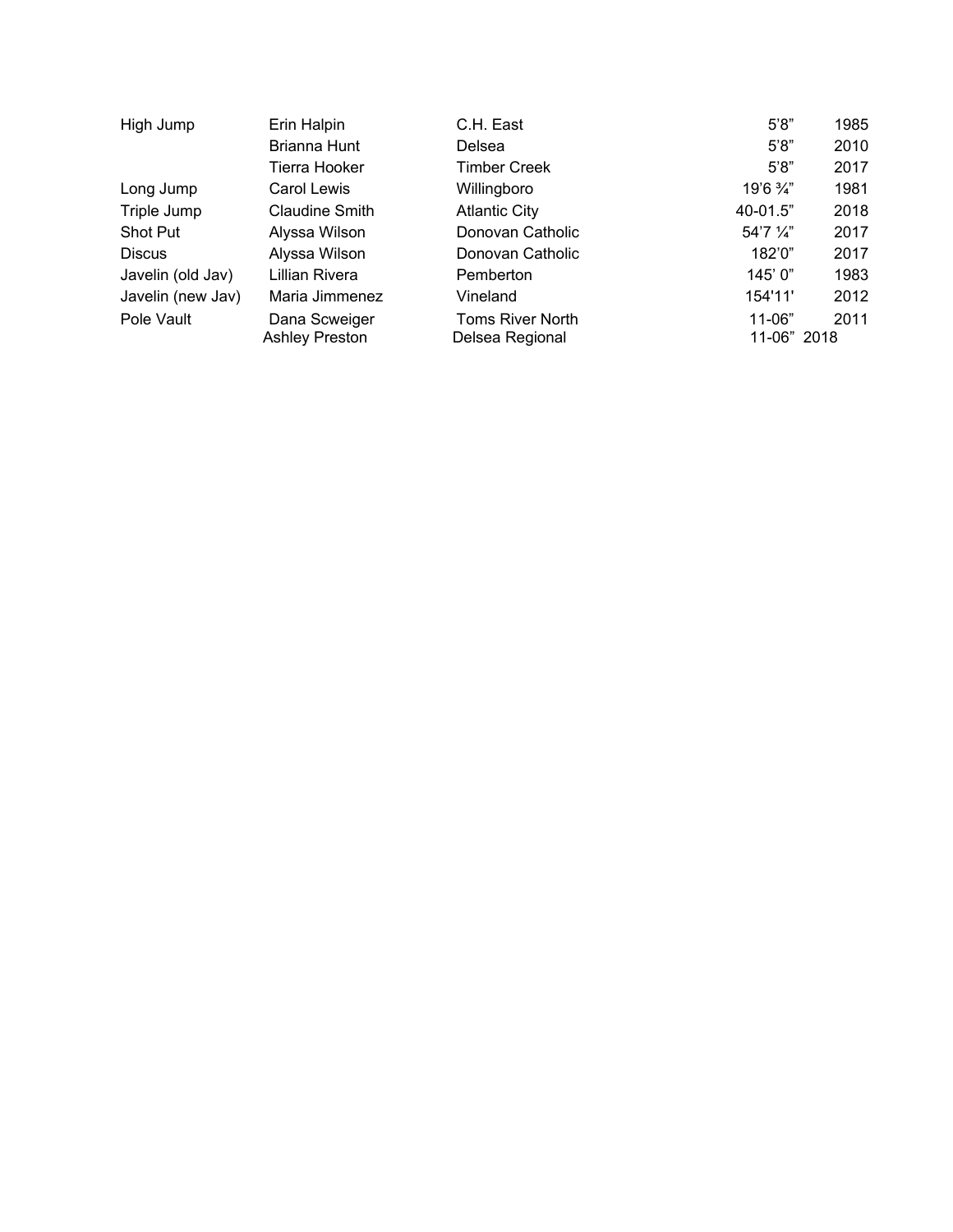| | | | | |
|---|---|---|---|---|
| High Jump | Erin Halpin | C.H. East | 5’8” | 1985 |
| | Brianna Hunt | Delsea | 5’8” | 2010 |
| | Tierra Hooker | Timber Creek | 5’8” | 2017 |
| Long Jump | Carol Lewis | Willingboro | 19’6 ¾” | 1981 |
| Triple Jump | Claudine Smith | Atlantic City | 40-01.5” | 2018 |
| Shot Put | Alyssa Wilson | Donovan Catholic | 54’7 ¼” | 2017 |
| Discus | Alyssa Wilson | Donovan Catholic | 182’0” | 2017 |
| Javelin (old Jav) | Lillian Rivera | Pemberton | 145’ 0” | 1983 |
| Javelin (new Jav) | Maria Jimmenez | Vineland | 154'11' | 2012 |
| Pole Vault | Dana Scweiger | Toms River North | 11-06” | 2011 |
| | Ashley Preston | Delsea Regional | 11-06” | 2018 |